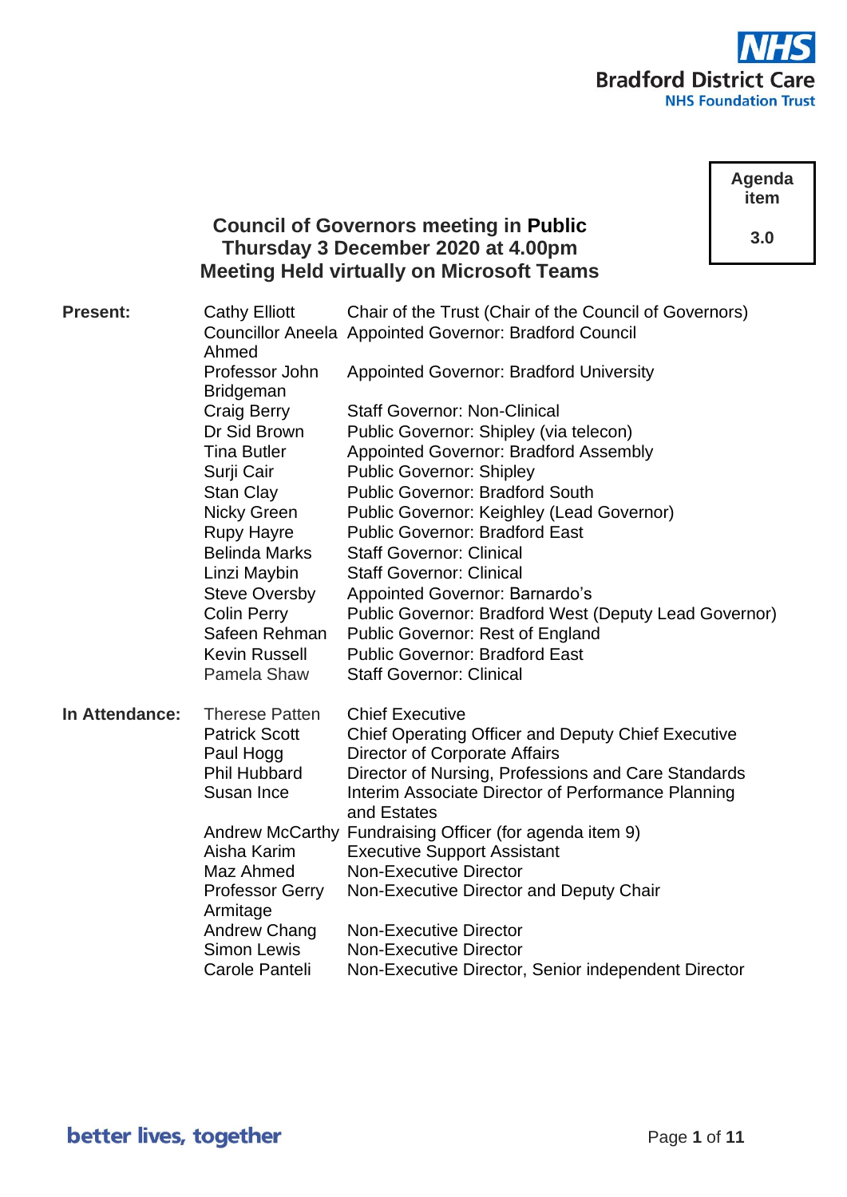Bradford District Care
NHS Foundation Trust

**Agenda item 3.0**

# Council of Governors meeting in Public
## Thursday 3 December 2020 at 4.00pm
## Meeting Held virtually on Microsoft Teams

| | | |
|---|---|---|
| **Present:** | Cathy Elliott | Chair of the Trust (Chair of the Council of Governors) |
| | Councillor Aneela Ahmed | Appointed Governor: Bradford Council |
| | Professor John Bridgeman | Appointed Governor: Bradford University |
| | Craig Berry | Staff Governor: Non-Clinical |
| | Dr Sid Brown | Public Governor: Shipley (via telecon) |
| | Tina Butler | Appointed Governor: Bradford Assembly |
| | Surji Cair | Public Governor: Shipley |
| | Stan Clay | Public Governor: Bradford South |
| | Nicky Green | Public Governor: Keighley (Lead Governor) |
| | Rupy Hayre | Public Governor: Bradford East |
| | Belinda Marks | Staff Governor: Clinical |
| | Linzi Maybin | Staff Governor: Clinical |
| | Steve Oversby | Appointed Governor: Barnardo's |
| | Colin Perry | Public Governor: Bradford West (Deputy Lead Governor) |
| | Safeen Rehman | Public Governor: Rest of England |
| | Kevin Russell | Public Governor: Bradford East |
| | Pamela Shaw | Staff Governor: Clinical |
| **In Attendance:** | Therese Patten | Chief Executive |
| | Patrick Scott | Chief Operating Officer and Deputy Chief Executive |
| | Paul Hogg | Director of Corporate Affairs |
| | Phil Hubbard | Director of Nursing, Professions and Care Standards |
| | Susan Ince | Interim Associate Director of Performance Planning and Estates |
| | Andrew McCarthy | Fundraising Officer (for agenda item 9) |
| | Aisha Karim | Executive Support Assistant |
| | Maz Ahmed | Non-Executive Director |
| | Professor Gerry Armitage | Non-Executive Director and Deputy Chair |
| | Andrew Chang | Non-Executive Director |
| | Simon Lewis | Non-Executive Director |
| | Carole Panteli | Non-Executive Director, Senior independent Director |

better lives, together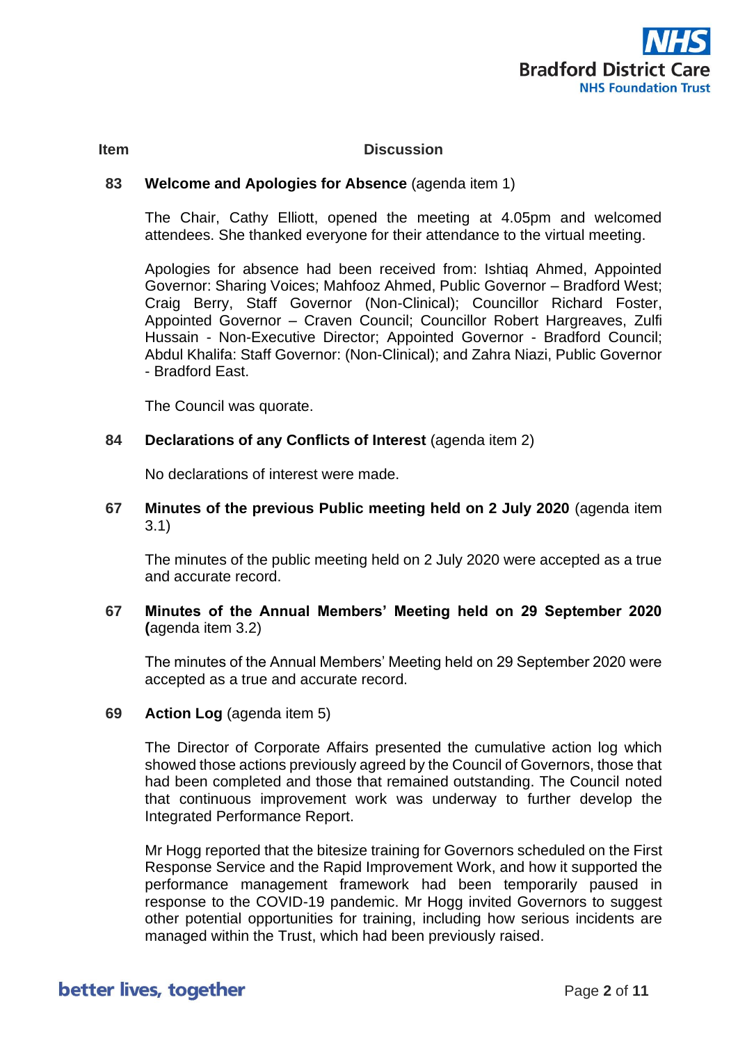| Item | Discussion |
|---|---|

**83 Welcome and Apologies for Absence** (agenda item 1)

The Chair, Cathy Elliott, opened the meeting at 4.05pm and welcomed attendees. She thanked everyone for their attendance to the virtual meeting.

Apologies for absence had been received from: Ishtiaq Ahmed, Appointed Governor: Sharing Voices; Mahfooz Ahmed, Public Governor – Bradford West; Craig Berry, Staff Governor (Non-Clinical); Councillor Richard Foster, Appointed Governor – Craven Council; Councillor Robert Hargreaves, Zulfi Hussain - Non-Executive Director; Appointed Governor - Bradford Council; Abdul Khalifa: Staff Governor: (Non-Clinical); and Zahra Niazi, Public Governor - Bradford East.

The Council was quorate.

**84 Declarations of any Conflicts of Interest** (agenda item 2)

No declarations of interest were made.

**67 Minutes of the previous Public meeting held on 2 July 2020** (agenda item 3.1)

The minutes of the public meeting held on 2 July 2020 were accepted as a true and accurate record.

**67 Minutes of the Annual Members' Meeting held on 29 September 2020 (**agenda item 3.2)

The minutes of the Annual Members' Meeting held on 29 September 2020 were accepted as a true and accurate record.

**69 Action Log** (agenda item 5)

The Director of Corporate Affairs presented the cumulative action log which showed those actions previously agreed by the Council of Governors, those that had been completed and those that remained outstanding. The Council noted that continuous improvement work was underway to further develop the Integrated Performance Report.

Mr Hogg reported that the bitesize training for Governors scheduled on the First Response Service and the Rapid Improvement Work, and how it supported the performance management framework had been temporarily paused in response to the COVID-19 pandemic. Mr Hogg invited Governors to suggest other potential opportunities for training, including how serious incidents are managed within the Trust, which had been previously raised.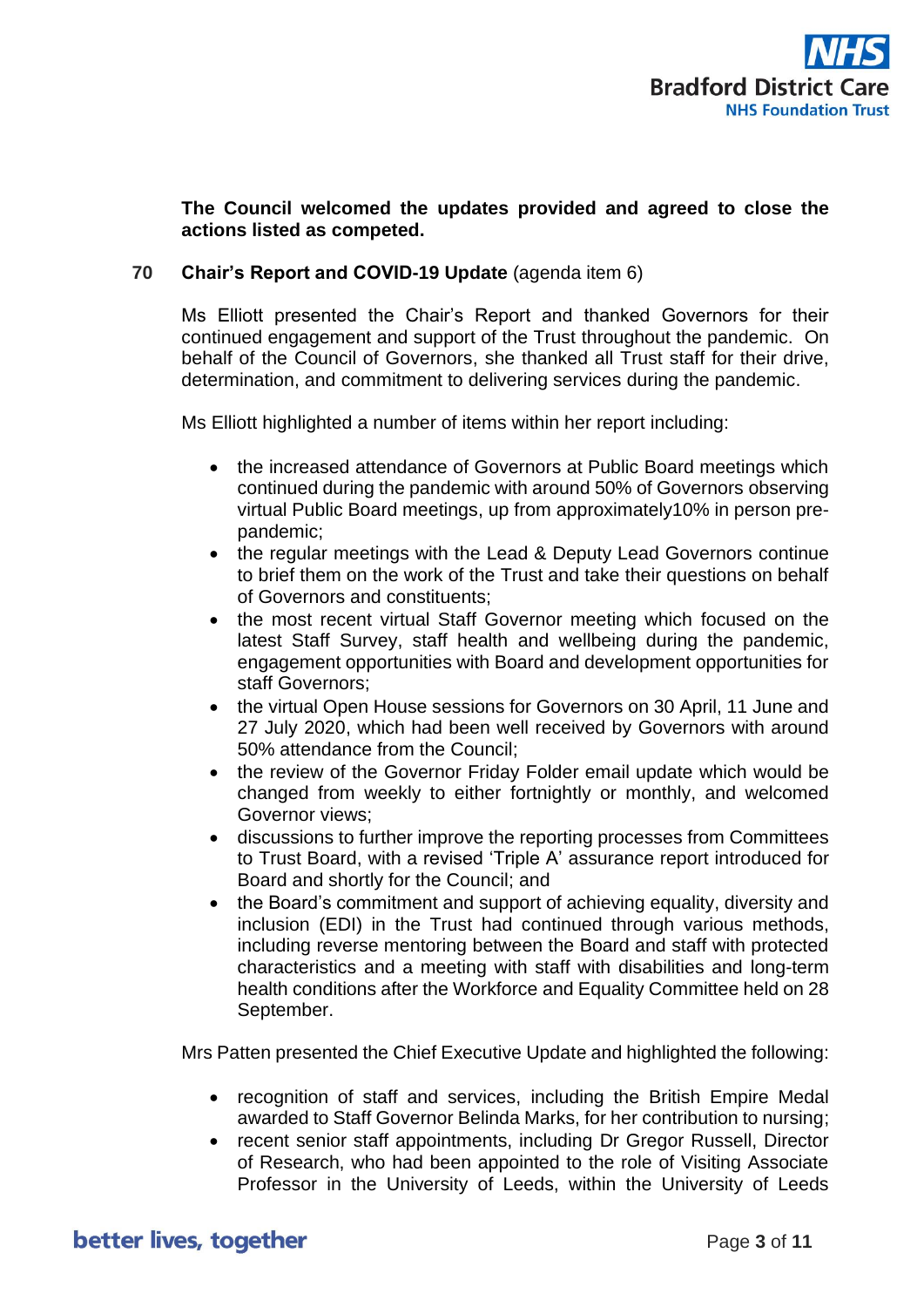**The Council welcomed the updates provided and agreed to close the actions listed as competed.**

**70 Chair's Report and COVID-19 Update** (agenda item 6)

Ms Elliott presented the Chair's Report and thanked Governors for their continued engagement and support of the Trust throughout the pandemic. On behalf of the Council of Governors, she thanked all Trust staff for their drive, determination, and commitment to delivering services during the pandemic.

Ms Elliott highlighted a number of items within her report including:

- the increased attendance of Governors at Public Board meetings which continued during the pandemic with around 50% of Governors observing virtual Public Board meetings, up from approximately10% in person pre-pandemic;
- the regular meetings with the Lead & Deputy Lead Governors continue to brief them on the work of the Trust and take their questions on behalf of Governors and constituents;
- the most recent virtual Staff Governor meeting which focused on the latest Staff Survey, staff health and wellbeing during the pandemic, engagement opportunities with Board and development opportunities for staff Governors;
- the virtual Open House sessions for Governors on 30 April, 11 June and 27 July 2020, which had been well received by Governors with around 50% attendance from the Council;
- the review of the Governor Friday Folder email update which would be changed from weekly to either fortnightly or monthly, and welcomed Governor views;
- discussions to further improve the reporting processes from Committees to Trust Board, with a revised 'Triple A' assurance report introduced for Board and shortly for the Council; and
- the Board's commitment and support of achieving equality, diversity and inclusion (EDI) in the Trust had continued through various methods, including reverse mentoring between the Board and staff with protected characteristics and a meeting with staff with disabilities and long-term health conditions after the Workforce and Equality Committee held on 28 September.

Mrs Patten presented the Chief Executive Update and highlighted the following:

- recognition of staff and services, including the British Empire Medal awarded to Staff Governor Belinda Marks, for her contribution to nursing;
- recent senior staff appointments, including Dr Gregor Russell, Director of Research, who had been appointed to the role of Visiting Associate Professor in the University of Leeds, within the University of Leeds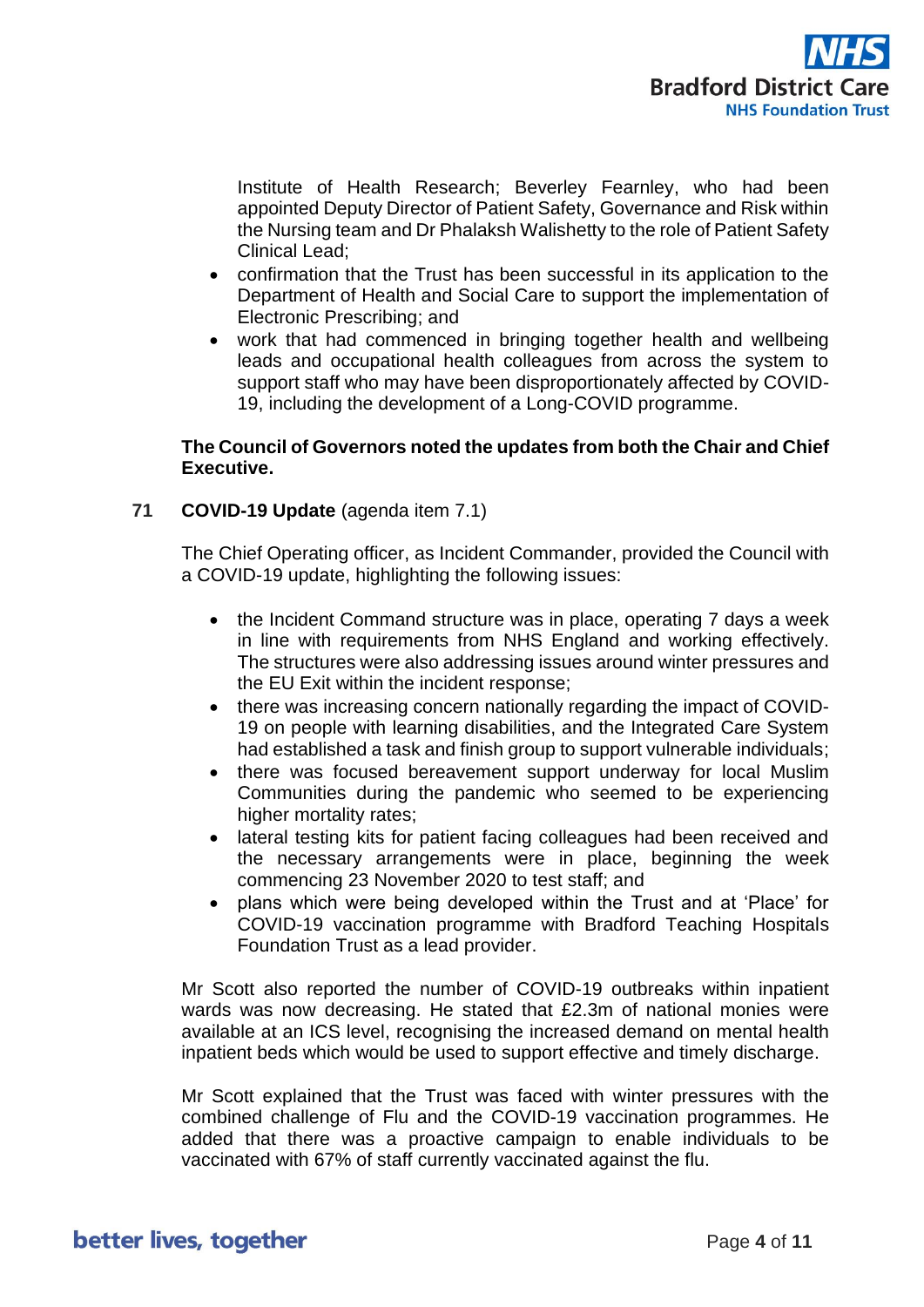Institute of Health Research; Beverley Fearnley, who had been appointed Deputy Director of Patient Safety, Governance and Risk within the Nursing team and Dr Phalaksh Walishetty to the role of Patient Safety Clinical Lead;

- confirmation that the Trust has been successful in its application to the Department of Health and Social Care to support the implementation of Electronic Prescribing; and
- work that had commenced in bringing together health and wellbeing leads and occupational health colleagues from across the system to support staff who may have been disproportionately affected by COVID-19, including the development of a Long-COVID programme.

**The Council of Governors noted the updates from both the Chair and Chief Executive.**

**71 COVID-19 Update** (agenda item 7.1)

The Chief Operating officer, as Incident Commander, provided the Council with a COVID-19 update, highlighting the following issues:

- the Incident Command structure was in place, operating 7 days a week in line with requirements from NHS England and working effectively. The structures were also addressing issues around winter pressures and the EU Exit within the incident response;
- there was increasing concern nationally regarding the impact of COVID-19 on people with learning disabilities, and the Integrated Care System had established a task and finish group to support vulnerable individuals;
- there was focused bereavement support underway for local Muslim Communities during the pandemic who seemed to be experiencing higher mortality rates;
- lateral testing kits for patient facing colleagues had been received and the necessary arrangements were in place, beginning the week commencing 23 November 2020 to test staff; and
- plans which were being developed within the Trust and at 'Place' for COVID-19 vaccination programme with Bradford Teaching Hospitals Foundation Trust as a lead provider.

Mr Scott also reported the number of COVID-19 outbreaks within inpatient wards was now decreasing. He stated that £2.3m of national monies were available at an ICS level, recognising the increased demand on mental health inpatient beds which would be used to support effective and timely discharge.

Mr Scott explained that the Trust was faced with winter pressures with the combined challenge of Flu and the COVID-19 vaccination programmes. He added that there was a proactive campaign to enable individuals to be vaccinated with 67% of staff currently vaccinated against the flu.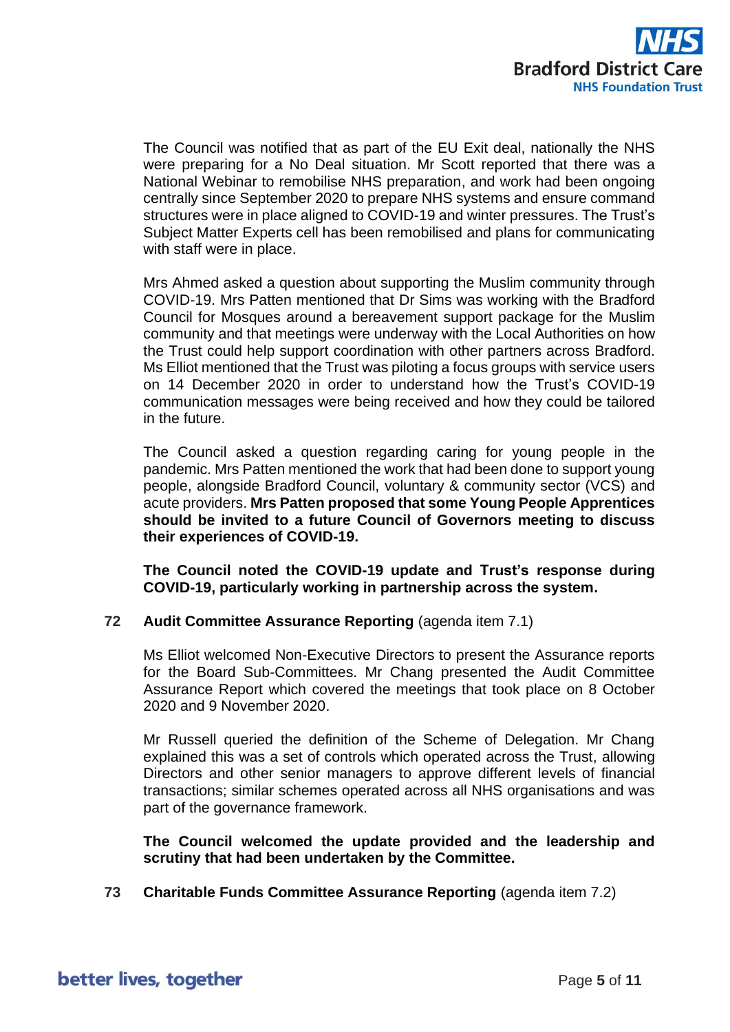The Council was notified that as part of the EU Exit deal, nationally the NHS were preparing for a No Deal situation. Mr Scott reported that there was a National Webinar to remobilise NHS preparation, and work had been ongoing centrally since September 2020 to prepare NHS systems and ensure command structures were in place aligned to COVID-19 and winter pressures. The Trust's Subject Matter Experts cell has been remobilised and plans for communicating with staff were in place.

Mrs Ahmed asked a question about supporting the Muslim community through COVID-19. Mrs Patten mentioned that Dr Sims was working with the Bradford Council for Mosques around a bereavement support package for the Muslim community and that meetings were underway with the Local Authorities on how the Trust could help support coordination with other partners across Bradford. Ms Elliot mentioned that the Trust was piloting a focus groups with service users on 14 December 2020 in order to understand how the Trust's COVID-19 communication messages were being received and how they could be tailored in the future.

The Council asked a question regarding caring for young people in the pandemic. Mrs Patten mentioned the work that had been done to support young people, alongside Bradford Council, voluntary & community sector (VCS) and acute providers. **Mrs Patten proposed that some Young People Apprentices should be invited to a future Council of Governors meeting to discuss their experiences of COVID-19.**

**The Council noted the COVID-19 update and Trust's response during COVID-19, particularly working in partnership across the system.**

**72 Audit Committee Assurance Reporting** (agenda item 7.1)

Ms Elliot welcomed Non-Executive Directors to present the Assurance reports for the Board Sub-Committees. Mr Chang presented the Audit Committee Assurance Report which covered the meetings that took place on 8 October 2020 and 9 November 2020.

Mr Russell queried the definition of the Scheme of Delegation. Mr Chang explained this was a set of controls which operated across the Trust, allowing Directors and other senior managers to approve different levels of financial transactions; similar schemes operated across all NHS organisations and was part of the governance framework.

**The Council welcomed the update provided and the leadership and scrutiny that had been undertaken by the Committee.**

**73 Charitable Funds Committee Assurance Reporting** (agenda item 7.2)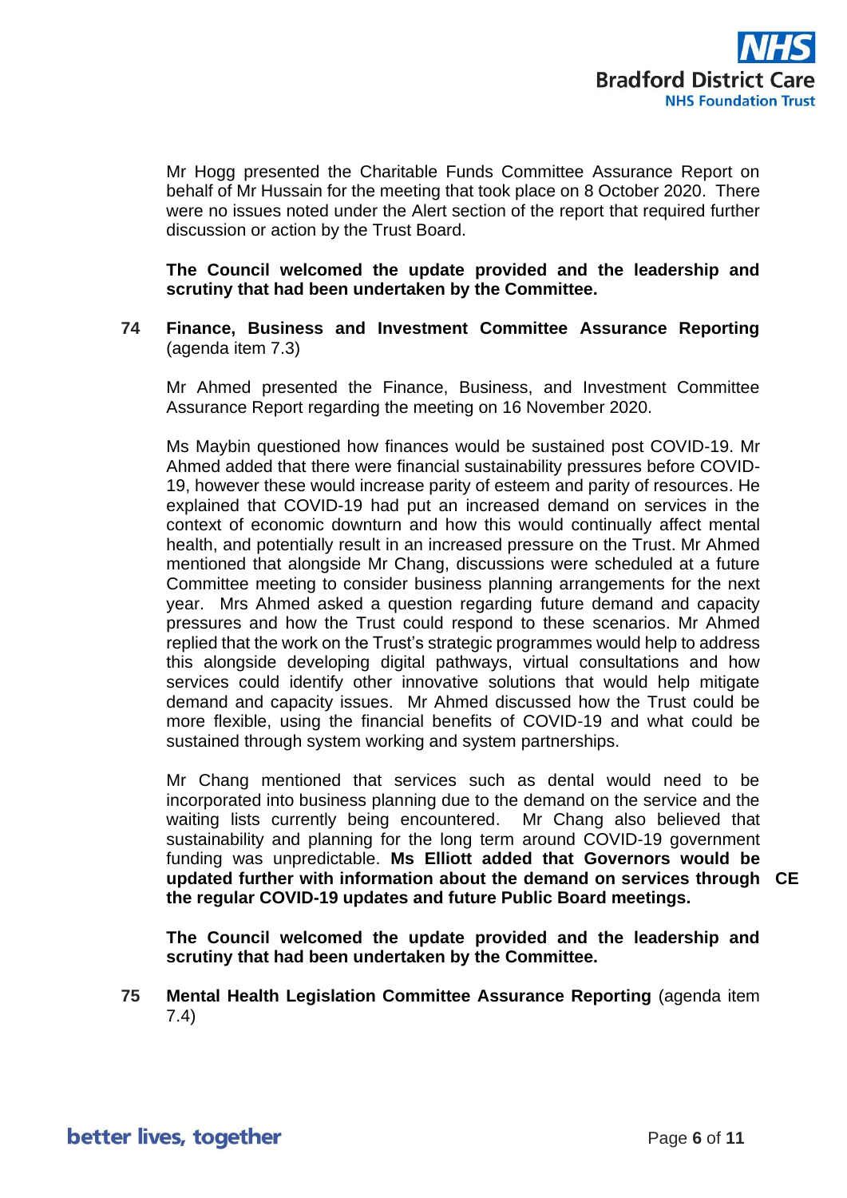Mr Hogg presented the Charitable Funds Committee Assurance Report on behalf of Mr Hussain for the meeting that took place on 8 October 2020. There were no issues noted under the Alert section of the report that required further discussion or action by the Trust Board.

**The Council welcomed the update provided and the leadership and scrutiny that had been undertaken by the Committee.**

**74 Finance, Business and Investment Committee Assurance Reporting** (agenda item 7.3)

Mr Ahmed presented the Finance, Business, and Investment Committee Assurance Report regarding the meeting on 16 November 2020.

Ms Maybin questioned how finances would be sustained post COVID-19. Mr Ahmed added that there were financial sustainability pressures before COVID-19, however these would increase parity of esteem and parity of resources. He explained that COVID-19 had put an increased demand on services in the context of economic downturn and how this would continually affect mental health, and potentially result in an increased pressure on the Trust. Mr Ahmed mentioned that alongside Mr Chang, discussions were scheduled at a future Committee meeting to consider business planning arrangements for the next year. Mrs Ahmed asked a question regarding future demand and capacity pressures and how the Trust could respond to these scenarios. Mr Ahmed replied that the work on the Trust's strategic programmes would help to address this alongside developing digital pathways, virtual consultations and how services could identify other innovative solutions that would help mitigate demand and capacity issues. Mr Ahmed discussed how the Trust could be more flexible, using the financial benefits of COVID-19 and what could be sustained through system working and system partnerships.

Mr Chang mentioned that services such as dental would need to be incorporated into business planning due to the demand on the service and the waiting lists currently being encountered. Mr Chang also believed that sustainability and planning for the long term around COVID-19 government funding was unpredictable. **Ms Elliott added that Governors would be updated further with information about the demand on services through the regular COVID-19 updates and future Public Board meetings.** **CE**

**The Council welcomed the update provided and the leadership and scrutiny that had been undertaken by the Committee.**

**75 Mental Health Legislation Committee Assurance Reporting** (agenda item 7.4)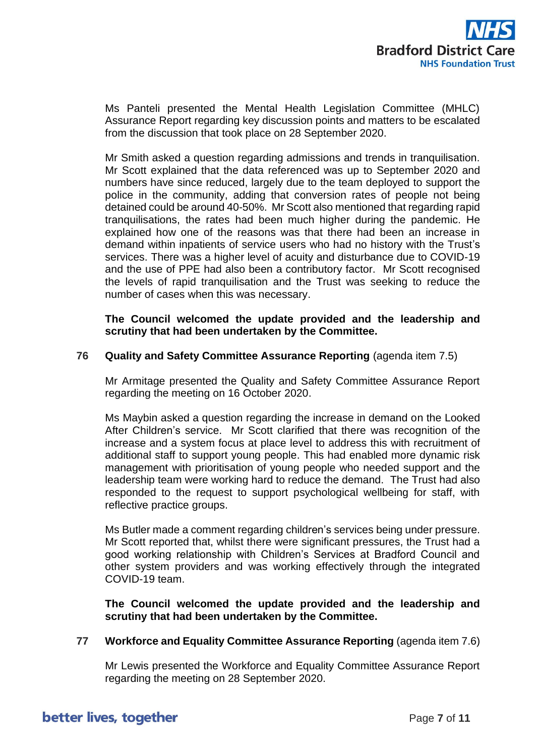Ms Panteli presented the Mental Health Legislation Committee (MHLC) Assurance Report regarding key discussion points and matters to be escalated from the discussion that took place on 28 September 2020.

Mr Smith asked a question regarding admissions and trends in tranquilisation. Mr Scott explained that the data referenced was up to September 2020 and numbers have since reduced, largely due to the team deployed to support the police in the community, adding that conversion rates of people not being detained could be around 40-50%. Mr Scott also mentioned that regarding rapid tranquilisations, the rates had been much higher during the pandemic. He explained how one of the reasons was that there had been an increase in demand within inpatients of service users who had no history with the Trust's services. There was a higher level of acuity and disturbance due to COVID-19 and the use of PPE had also been a contributory factor. Mr Scott recognised the levels of rapid tranquilisation and the Trust was seeking to reduce the number of cases when this was necessary.

**The Council welcomed the update provided and the leadership and scrutiny that had been undertaken by the Committee.**

**76 Quality and Safety Committee Assurance Reporting** (agenda item 7.5)

Mr Armitage presented the Quality and Safety Committee Assurance Report regarding the meeting on 16 October 2020.

Ms Maybin asked a question regarding the increase in demand on the Looked After Children's service. Mr Scott clarified that there was recognition of the increase and a system focus at place level to address this with recruitment of additional staff to support young people. This had enabled more dynamic risk management with prioritisation of young people who needed support and the leadership team were working hard to reduce the demand. The Trust had also responded to the request to support psychological wellbeing for staff, with reflective practice groups.

Ms Butler made a comment regarding children's services being under pressure. Mr Scott reported that, whilst there were significant pressures, the Trust had a good working relationship with Children's Services at Bradford Council and other system providers and was working effectively through the integrated COVID-19 team.

**The Council welcomed the update provided and the leadership and scrutiny that had been undertaken by the Committee.**

**77 Workforce and Equality Committee Assurance Reporting** (agenda item 7.6)

Mr Lewis presented the Workforce and Equality Committee Assurance Report regarding the meeting on 28 September 2020.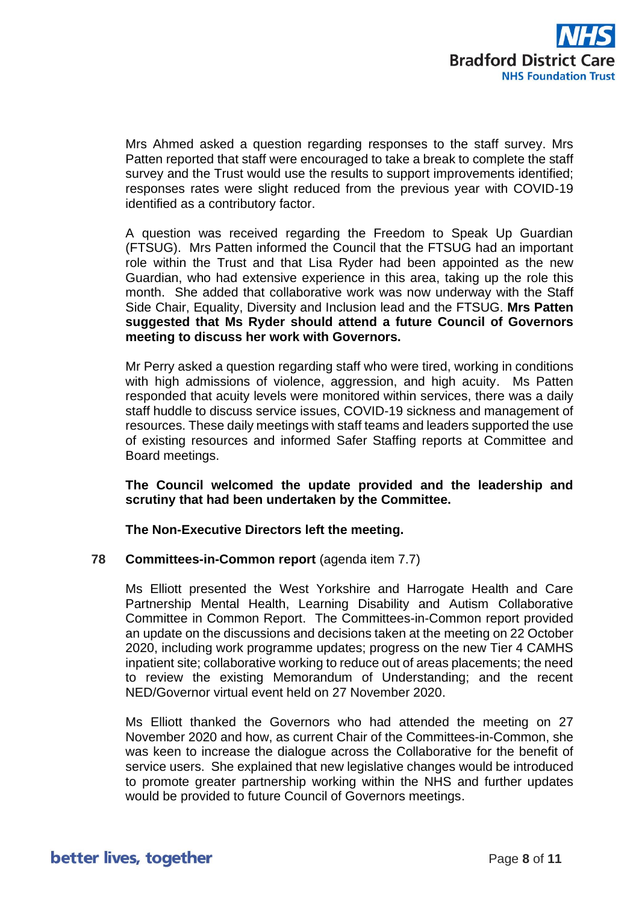Mrs Ahmed asked a question regarding responses to the staff survey. Mrs Patten reported that staff were encouraged to take a break to complete the staff survey and the Trust would use the results to support improvements identified; responses rates were slight reduced from the previous year with COVID-19 identified as a contributory factor.

A question was received regarding the Freedom to Speak Up Guardian (FTSUG). Mrs Patten informed the Council that the FTSUG had an important role within the Trust and that Lisa Ryder had been appointed as the new Guardian, who had extensive experience in this area, taking up the role this month. She added that collaborative work was now underway with the Staff Side Chair, Equality, Diversity and Inclusion lead and the FTSUG. **Mrs Patten suggested that Ms Ryder should attend a future Council of Governors meeting to discuss her work with Governors.**

Mr Perry asked a question regarding staff who were tired, working in conditions with high admissions of violence, aggression, and high acuity. Ms Patten responded that acuity levels were monitored within services, there was a daily staff huddle to discuss service issues, COVID-19 sickness and management of resources. These daily meetings with staff teams and leaders supported the use of existing resources and informed Safer Staffing reports at Committee and Board meetings.

**The Council welcomed the update provided and the leadership and scrutiny that had been undertaken by the Committee.**

**The Non-Executive Directors left the meeting.**

**78 Committees-in-Common report** (agenda item 7.7)

Ms Elliott presented the West Yorkshire and Harrogate Health and Care Partnership Mental Health, Learning Disability and Autism Collaborative Committee in Common Report. The Committees-in-Common report provided an update on the discussions and decisions taken at the meeting on 22 October 2020, including work programme updates; progress on the new Tier 4 CAMHS inpatient site; collaborative working to reduce out of areas placements; the need to review the existing Memorandum of Understanding; and the recent NED/Governor virtual event held on 27 November 2020.

Ms Elliott thanked the Governors who had attended the meeting on 27 November 2020 and how, as current Chair of the Committees-in-Common, she was keen to increase the dialogue across the Collaborative for the benefit of service users. She explained that new legislative changes would be introduced to promote greater partnership working within the NHS and further updates would be provided to future Council of Governors meetings.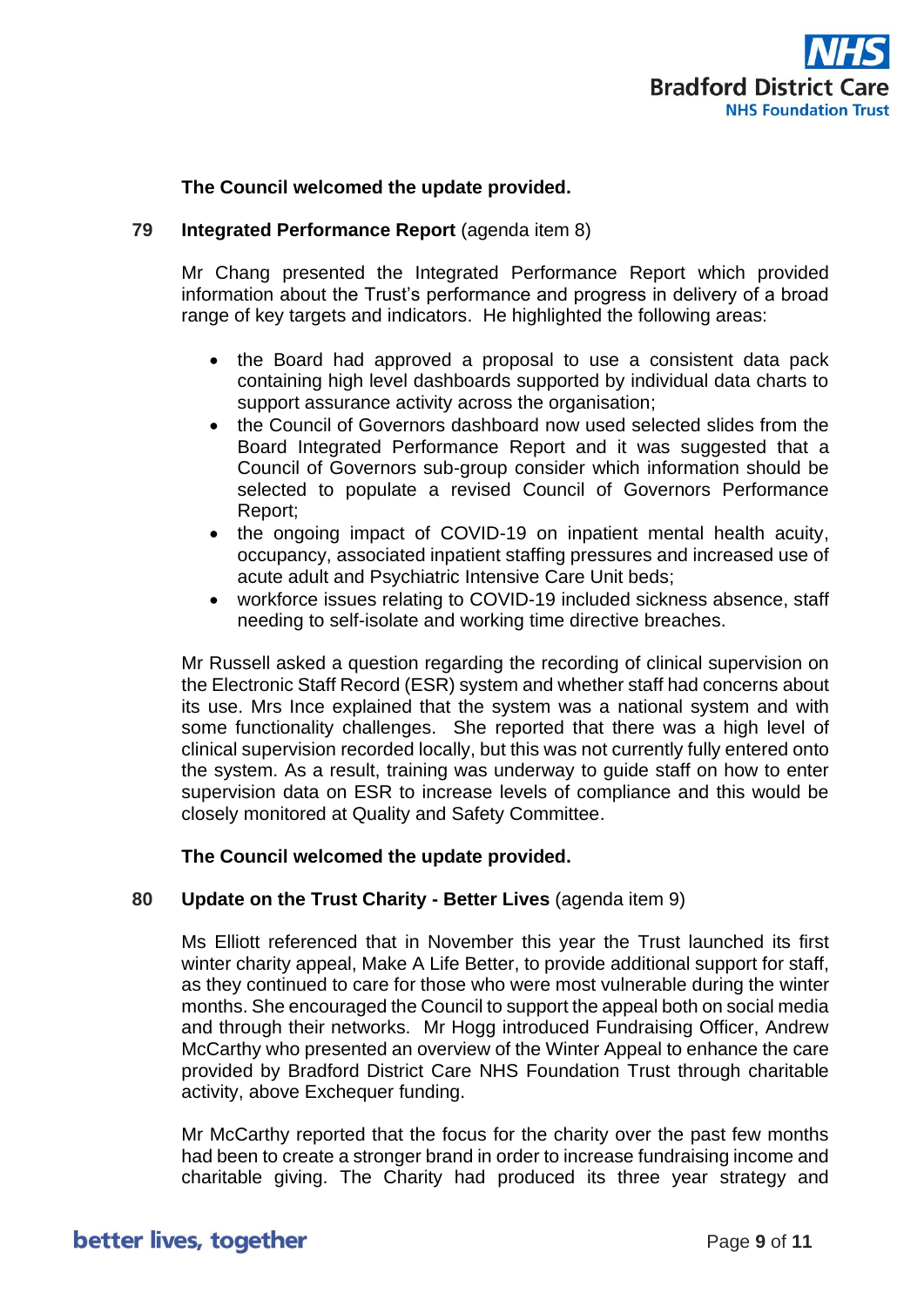**The Council welcomed the update provided.**

**79 Integrated Performance Report** (agenda item 8)

Mr Chang presented the Integrated Performance Report which provided information about the Trust's performance and progress in delivery of a broad range of key targets and indicators. He highlighted the following areas:

- the Board had approved a proposal to use a consistent data pack containing high level dashboards supported by individual data charts to support assurance activity across the organisation;
- the Council of Governors dashboard now used selected slides from the Board Integrated Performance Report and it was suggested that a Council of Governors sub-group consider which information should be selected to populate a revised Council of Governors Performance Report;
- the ongoing impact of COVID-19 on inpatient mental health acuity, occupancy, associated inpatient staffing pressures and increased use of acute adult and Psychiatric Intensive Care Unit beds;
- workforce issues relating to COVID-19 included sickness absence, staff needing to self-isolate and working time directive breaches.

Mr Russell asked a question regarding the recording of clinical supervision on the Electronic Staff Record (ESR) system and whether staff had concerns about its use. Mrs Ince explained that the system was a national system and with some functionality challenges. She reported that there was a high level of clinical supervision recorded locally, but this was not currently fully entered onto the system. As a result, training was underway to guide staff on how to enter supervision data on ESR to increase levels of compliance and this would be closely monitored at Quality and Safety Committee.

**The Council welcomed the update provided.**

**80 Update on the Trust Charity - Better Lives** (agenda item 9)

Ms Elliott referenced that in November this year the Trust launched its first winter charity appeal, Make A Life Better, to provide additional support for staff, as they continued to care for those who were most vulnerable during the winter months. She encouraged the Council to support the appeal both on social media and through their networks. Mr Hogg introduced Fundraising Officer, Andrew McCarthy who presented an overview of the Winter Appeal to enhance the care provided by Bradford District Care NHS Foundation Trust through charitable activity, above Exchequer funding.

Mr McCarthy reported that the focus for the charity over the past few months had been to create a stronger brand in order to increase fundraising income and charitable giving. The Charity had produced its three year strategy and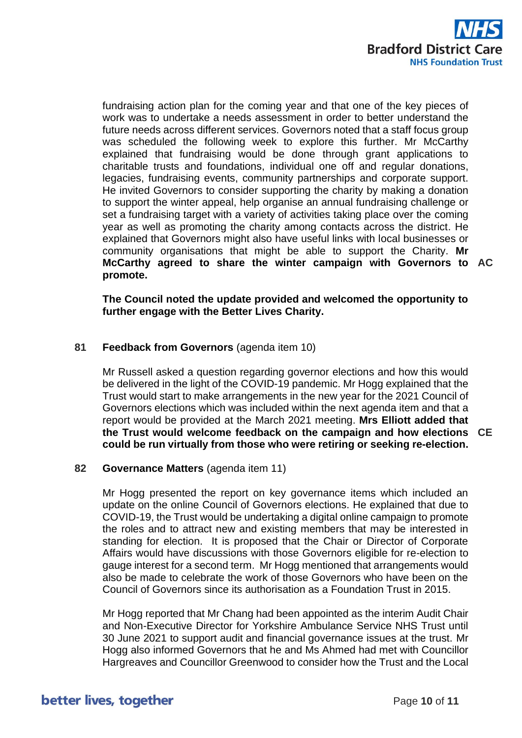fundraising action plan for the coming year and that one of the key pieces of work was to undertake a needs assessment in order to better understand the future needs across different services. Governors noted that a staff focus group was scheduled the following week to explore this further. Mr McCarthy explained that fundraising would be done through grant applications to charitable trusts and foundations, individual one off and regular donations, legacies, fundraising events, community partnerships and corporate support. He invited Governors to consider supporting the charity by making a donation to support the winter appeal, help organise an annual fundraising challenge or set a fundraising target with a variety of activities taking place over the coming year as well as promoting the charity among contacts across the district. He explained that Governors might also have useful links with local businesses or community organisations that might be able to support the Charity. **Mr McCarthy agreed to share the winter campaign with Governors to promote.** **AC**

**The Council noted the update provided and welcomed the opportunity to further engage with the Better Lives Charity.**

## 81 Feedback from Governors (agenda item 10)

Mr Russell asked a question regarding governor elections and how this would be delivered in the light of the COVID-19 pandemic. Mr Hogg explained that the Trust would start to make arrangements in the new year for the 2021 Council of Governors elections which was included within the next agenda item and that a report would be provided at the March 2021 meeting. **Mrs Elliott added that the Trust would welcome feedback on the campaign and how elections could be run virtually from those who were retiring or seeking re-election.** **CE**

## 82 Governance Matters (agenda item 11)

Mr Hogg presented the report on key governance items which included an update on the online Council of Governors elections. He explained that due to COVID-19, the Trust would be undertaking a digital online campaign to promote the roles and to attract new and existing members that may be interested in standing for election. It is proposed that the Chair or Director of Corporate Affairs would have discussions with those Governors eligible for re-election to gauge interest for a second term. Mr Hogg mentioned that arrangements would also be made to celebrate the work of those Governors who have been on the Council of Governors since its authorisation as a Foundation Trust in 2015.

Mr Hogg reported that Mr Chang had been appointed as the interim Audit Chair and Non-Executive Director for Yorkshire Ambulance Service NHS Trust until 30 June 2021 to support audit and financial governance issues at the trust. Mr Hogg also informed Governors that he and Ms Ahmed had met with Councillor Hargreaves and Councillor Greenwood to consider how the Trust and the Local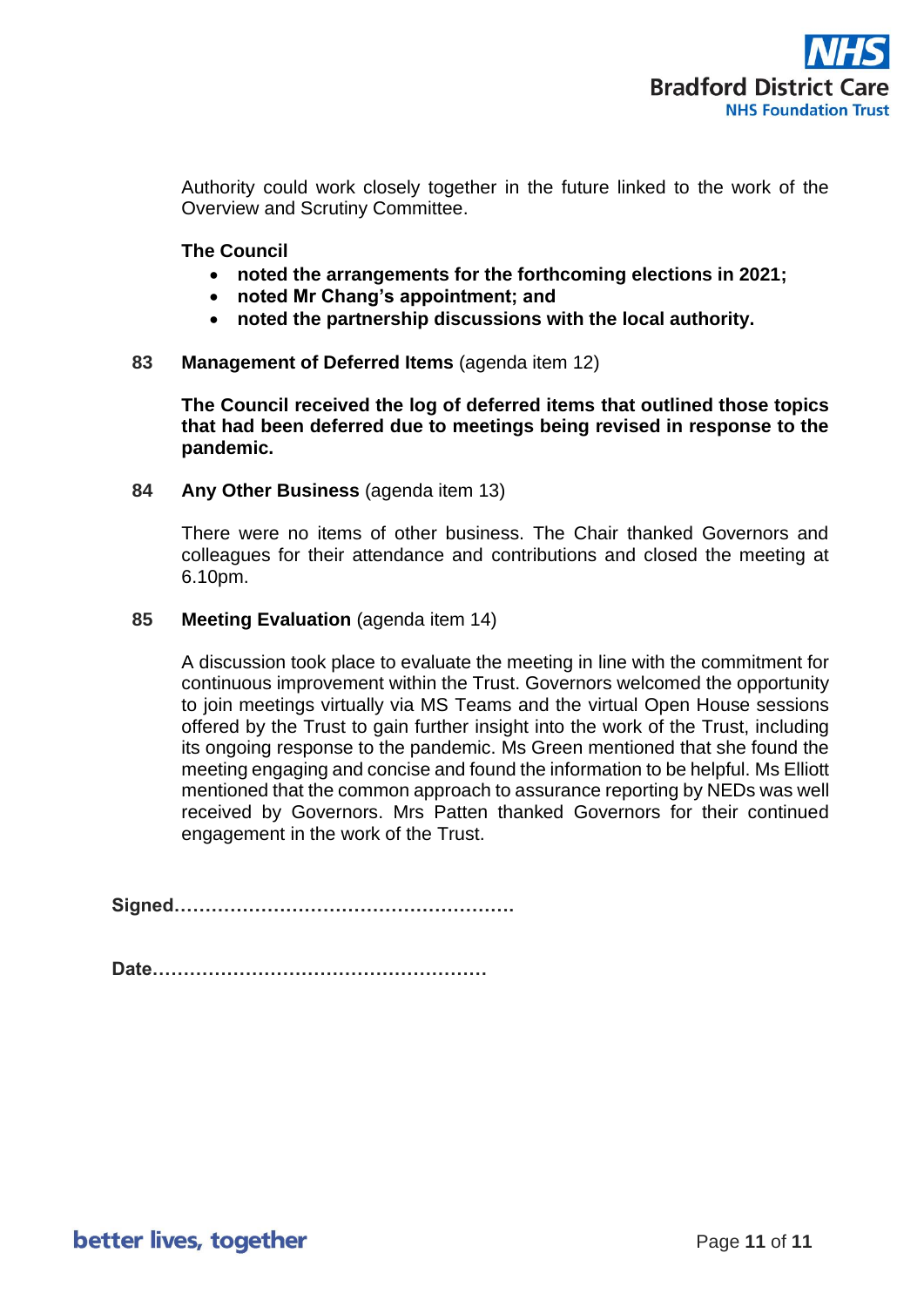Authority could work closely together in the future linked to the work of the Overview and Scrutiny Committee.

**The Council**

- **noted the arrangements for the forthcoming elections in 2021;**
- **noted Mr Chang's appointment; and**
- **noted the partnership discussions with the local authority.**

**83 Management of Deferred Items** (agenda item 12)

**The Council received the log of deferred items that outlined those topics that had been deferred due to meetings being revised in response to the pandemic.**

**84 Any Other Business** (agenda item 13)

There were no items of other business. The Chair thanked Governors and colleagues for their attendance and contributions and closed the meeting at 6.10pm.

**85 Meeting Evaluation** (agenda item 14)

A discussion took place to evaluate the meeting in line with the commitment for continuous improvement within the Trust. Governors welcomed the opportunity to join meetings virtually via MS Teams and the virtual Open House sessions offered by the Trust to gain further insight into the work of the Trust, including its ongoing response to the pandemic. Ms Green mentioned that she found the meeting engaging and concise and found the information to be helpful. Ms Elliott mentioned that the common approach to assurance reporting by NEDs was well received by Governors. Mrs Patten thanked Governors for their continued engagement in the work of the Trust.

**Signed………………………………………………**

**Date………………………………………………**